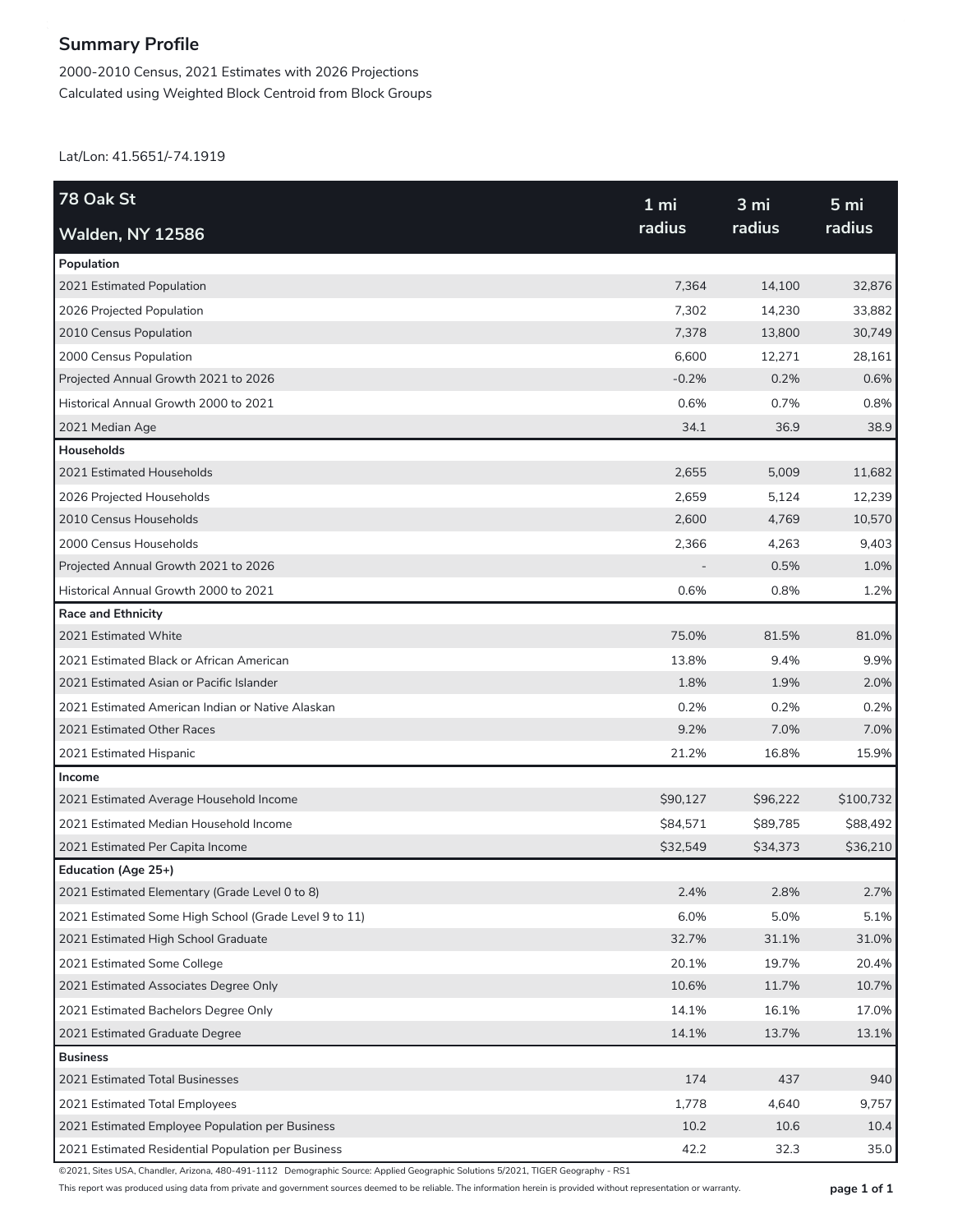## Summary Profile

2000-2010 Census, 2021 Estimates with 2026 Projections
Calculated using Weighted Block Centroid from Block Groups

Lat/Lon: 41.5651/-74.1919

| 78 Oak St<br>Walden, NY 12586 | 1 mi radius | 3 mi radius | 5 mi radius |
|---|---|---|---|
| **Population** | | | |
| 2021 Estimated Population | 7,364 | 14,100 | 32,876 |
| 2026 Projected Population | 7,302 | 14,230 | 33,882 |
| 2010 Census Population | 7,378 | 13,800 | 30,749 |
| 2000 Census Population | 6,600 | 12,271 | 28,161 |
| Projected Annual Growth 2021 to 2026 | -0.2% | 0.2% | 0.6% |
| Historical Annual Growth 2000 to 2021 | 0.6% | 0.7% | 0.8% |
| 2021 Median Age | 34.1 | 36.9 | 38.9 |
| **Households** | | | |
| 2021 Estimated Households | 2,655 | 5,009 | 11,682 |
| 2026 Projected Households | 2,659 | 5,124 | 12,239 |
| 2010 Census Households | 2,600 | 4,769 | 10,570 |
| 2000 Census Households | 2,366 | 4,263 | 9,403 |
| Projected Annual Growth 2021 to 2026 | - | 0.5% | 1.0% |
| Historical Annual Growth 2000 to 2021 | 0.6% | 0.8% | 1.2% |
| **Race and Ethnicity** | | | |
| 2021 Estimated White | 75.0% | 81.5% | 81.0% |
| 2021 Estimated Black or African American | 13.8% | 9.4% | 9.9% |
| 2021 Estimated Asian or Pacific Islander | 1.8% | 1.9% | 2.0% |
| 2021 Estimated American Indian or Native Alaskan | 0.2% | 0.2% | 0.2% |
| 2021 Estimated Other Races | 9.2% | 7.0% | 7.0% |
| 2021 Estimated Hispanic | 21.2% | 16.8% | 15.9% |
| **Income** | | | |
| 2021 Estimated Average Household Income | $90,127 | $96,222 | $100,732 |
| 2021 Estimated Median Household Income | $84,571 | $89,785 | $88,492 |
| 2021 Estimated Per Capita Income | $32,549 | $34,373 | $36,210 |
| **Education (Age 25+)** | | | |
| 2021 Estimated Elementary (Grade Level 0 to 8) | 2.4% | 2.8% | 2.7% |
| 2021 Estimated Some High School (Grade Level 9 to 11) | 6.0% | 5.0% | 5.1% |
| 2021 Estimated High School Graduate | 32.7% | 31.1% | 31.0% |
| 2021 Estimated Some College | 20.1% | 19.7% | 20.4% |
| 2021 Estimated Associates Degree Only | 10.6% | 11.7% | 10.7% |
| 2021 Estimated Bachelors Degree Only | 14.1% | 16.1% | 17.0% |
| 2021 Estimated Graduate Degree | 14.1% | 13.7% | 13.1% |
| **Business** | | | |
| 2021 Estimated Total Businesses | 174 | 437 | 940 |
| 2021 Estimated Total Employees | 1,778 | 4,640 | 9,757 |
| 2021 Estimated Employee Population per Business | 10.2 | 10.6 | 10.4 |
| 2021 Estimated Residential Population per Business | 42.2 | 32.3 | 35.0 |

©2021, Sites USA, Chandler, Arizona, 480-491-1112 Demographic Source: Applied Geographic Solutions 5/2021, TIGER Geography - RS1

This report was produced using data from private and government sources deemed to be reliable. The information herein is provided without representation or warranty.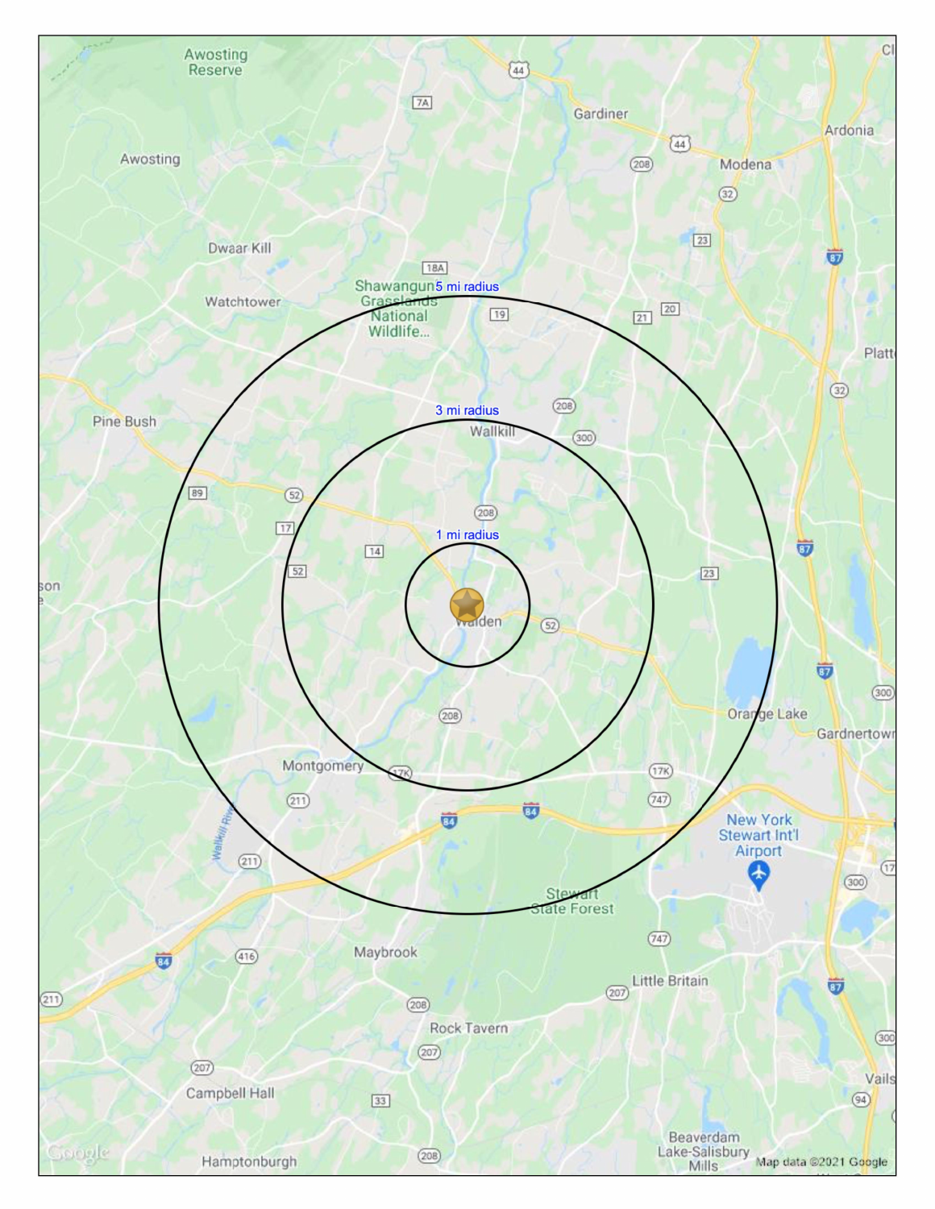5 mi radius

3 mi radius

1 mi radius

Walden

Wallkill

Montgomery

Pine Bush

Maybrook

Rock Tavern

Little Britain

Campbell Hall

Hamptonburgh

Beaverdam Lake-Salisbury Mills

Orange Lake

Gardnertown

New York Stewart Int'l Airport

Stewart State Forest

Shawangunk Grasslands National Wildlife...

Awosting Reserve

Awosting

Dwaar Kill

Watchtower

Gardiner

Modena

Ardonia

Map data ©2021 Google